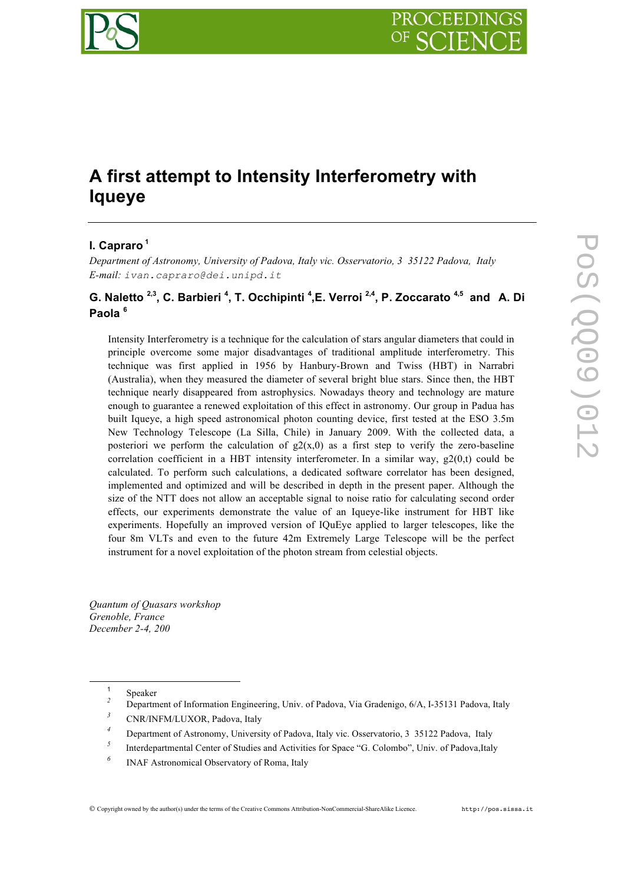# A first attempt to Intensity Interferometry with Iqueye

**I. Capraro** [1]

*Department of Astronomy, University of Padova, Italy vic. Osservatorio, 3 35122 Padova, Italy*
*E-mail:* `ivan.capraro@dei.unipd.it`

**G. Naletto** [2,3]**, C. Barbieri** [4]**, T. Occhipinti** [4]**, E. Verroi** [2,4]**, P. Zoccarato** [4,5] **and A. Di Paola** [6]

Intensity Interferometry is a technique for the calculation of stars angular diameters that could in principle overcome some major disadvantages of traditional amplitude interferometry. This technique was first applied in 1956 by Hanbury-Brown and Twiss (HBT) in Narrabri (Australia), when they measured the diameter of several bright blue stars. Since then, the HBT technique nearly disappeared from astrophysics. Nowadays theory and technology are mature enough to guarantee a renewed exploitation of this effect in astronomy. Our group in Padua has built Iqueye, a high speed astronomical photon counting device, first tested at the ESO 3.5m New Technology Telescope (La Silla, Chile) in January 2009. With the collected data, a posteriori we perform the calculation of g2(x,0) as a first step to verify the zero-baseline correlation coefficient in a HBT intensity interferometer. In a similar way, g2(0,t) could be calculated. To perform such calculations, a dedicated software correlator has been designed, implemented and optimized and will be described in depth in the present paper. Although the size of the NTT does not allow an acceptable signal to noise ratio for calculating second order effects, our experiments demonstrate the value of an Iqueye-like instrument for HBT like experiments. Hopefully an improved version of IQuEye applied to larger telescopes, like the four 8m VLTs and even to the future 42m Extremely Large Telescope will be the perfect instrument for a novel exploitation of the photon stream from celestial objects.

*Quantum of Quasars workshop*
*Grenoble, France*
*December 2-4, 200*

---

[1] Speaker
[2] Department of Information Engineering, Univ. of Padova, Via Gradenigo, 6/A, I-35131 Padova, Italy
[3] CNR/INFM/LUXOR, Padova, Italy
[4] Department of Astronomy, University of Padova, Italy vic. Osservatorio, 3 35122 Padova, Italy
[5] Interdepartmental Center of Studies and Activities for Space "G. Colombo", Univ. of Padova,Italy
[6] INAF Astronomical Observatory of Roma, Italy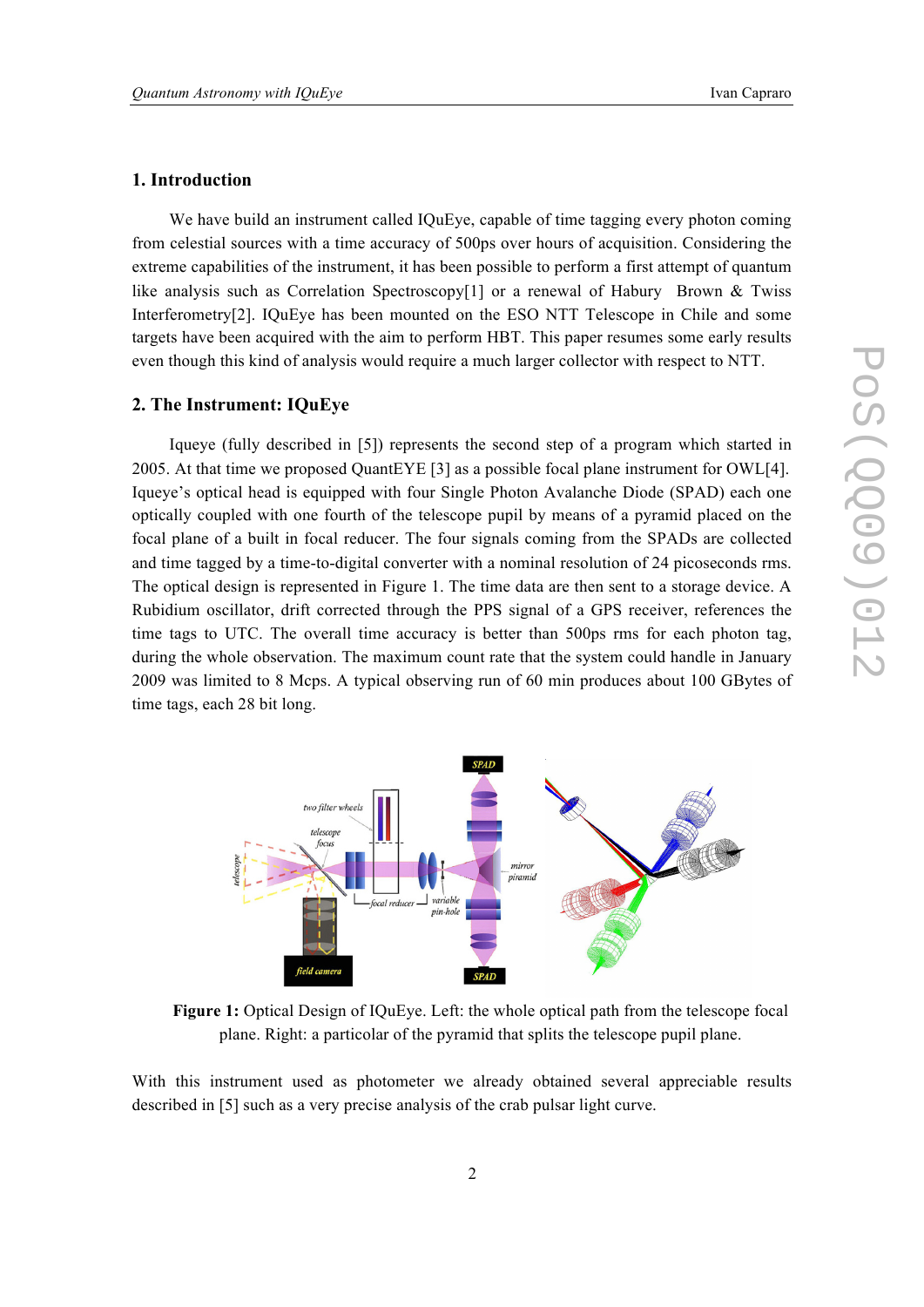## 1. Introduction

We have build an instrument called IQuEye, capable of time tagging every photon coming from celestial sources with a time accuracy of 500ps over hours of acquisition. Considering the extreme capabilities of the instrument, it has been possible to perform a first attempt of quantum like analysis such as Correlation Spectroscopy[1] or a renewal of Habury Brown & Twiss Interferometry[2]. IQuEye has been mounted on the ESO NTT Telescope in Chile and some targets have been acquired with the aim to perform HBT. This paper resumes some early results even though this kind of analysis would require a much larger collector with respect to NTT.

## 2. The Instrument: IQuEye

Iqueye (fully described in [5]) represents the second step of a program which started in 2005. At that time we proposed QuantEYE [3] as a possible focal plane instrument for OWL[4]. Iqueye's optical head is equipped with four Single Photon Avalanche Diode (SPAD) each one optically coupled with one fourth of the telescope pupil by means of a pyramid placed on the focal plane of a built in focal reducer. The four signals coming from the SPADs are collected and time tagged by a time-to-digital converter with a nominal resolution of 24 picoseconds rms. The optical design is represented in Figure 1. The time data are then sent to a storage device. A Rubidium oscillator, drift corrected through the PPS signal of a GPS receiver, references the time tags to UTC. The overall time accuracy is better than 500ps rms for each photon tag, during the whole observation. The maximum count rate that the system could handle in January 2009 was limited to 8 Mcps. A typical observing run of 60 min produces about 100 GBytes of time tags, each 28 bit long.

**Figure 1:** Optical Design of IQuEye. Left: the whole optical path from the telescope focal plane. Right: a particolar of the pyramid that splits the telescope pupil plane.

With this instrument used as photometer we already obtained several appreciable results described in [5] such as a very precise analysis of the crab pulsar light curve.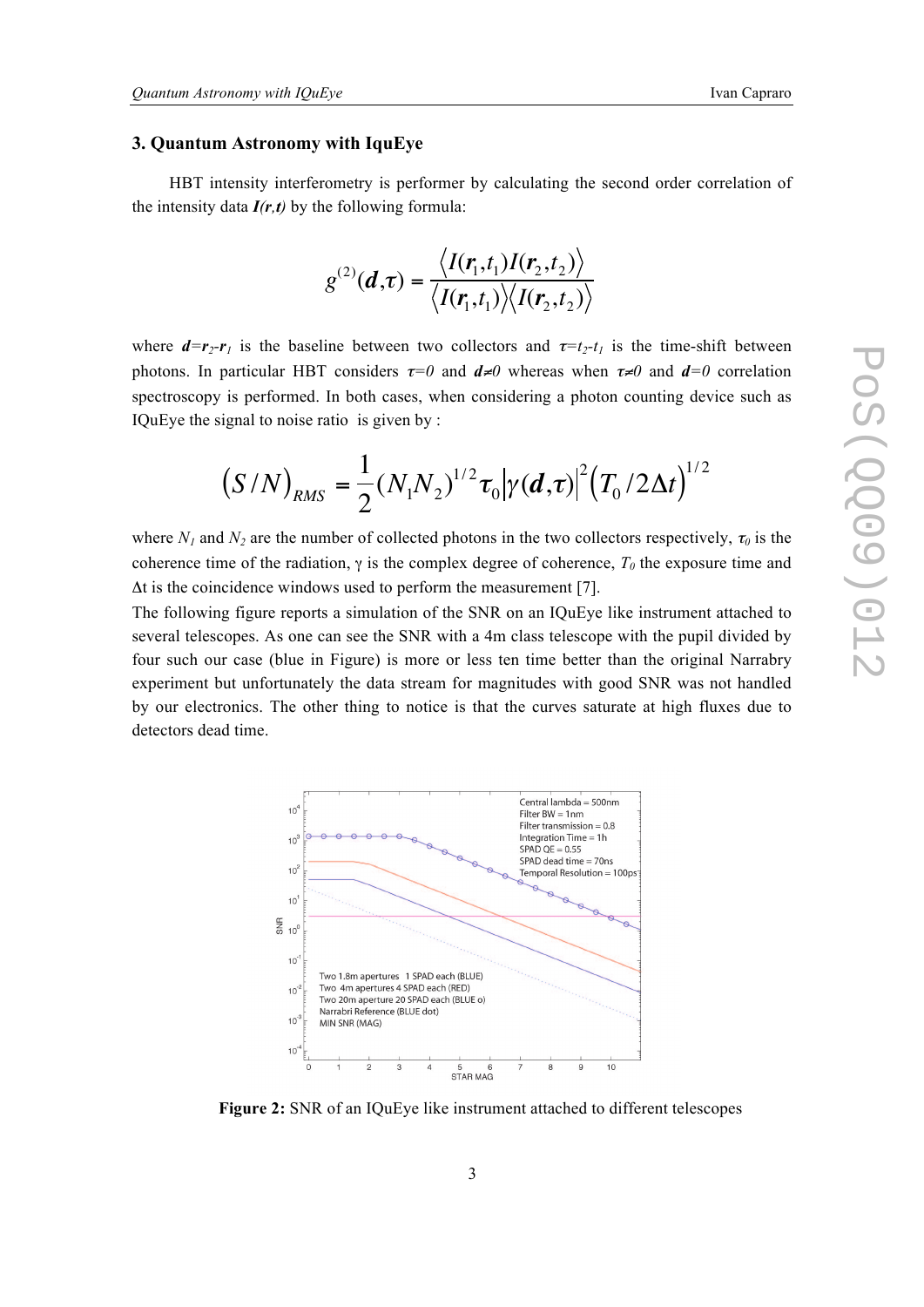## 3. Quantum Astronomy with IquEye

HBT intensity interferometry is performer by calculating the second order correlation of the intensity data $\boldsymbol{I(r,t)}$ by the following formula:

$$g^{(2)}(\boldsymbol{d},\tau) = \frac{\langle I(\boldsymbol{r}_1,t_1)I(\boldsymbol{r}_2,t_2)\rangle}{\langle I(\boldsymbol{r}_1,t_1)\rangle\langle I(\boldsymbol{r}_2,t_2)\rangle}$$

where $\boldsymbol{d}=\boldsymbol{r}_2-\boldsymbol{r}_1$ is the baseline between two collectors and $\tau=t_2-t_1$ is the time-shift between photons. In particular HBT considers $\tau=0$ and $\boldsymbol{d}\neq 0$ whereas when $\tau\neq 0$ and $\boldsymbol{d}=0$ correlation spectroscopy is performed. In both cases, when considering a photon counting device such as IQuEye the signal to noise ratio is given by :

$$\left(S/N\right)_{RMS} = \frac{1}{2}(N_1N_2)^{1/2}\tau_0\left|\gamma(\boldsymbol{d},\tau)\right|^2\left(T_0/2\Delta t\right)^{1/2}$$

where $N_1$ and $N_2$ are the number of collected photons in the two collectors respectively, $\tau_0$ is the coherence time of the radiation, γ is the complex degree of coherence, $T_0$ the exposure time and Δt is the coincidence windows used to perform the measurement [7].

The following figure reports a simulation of the SNR on an IQuEye like instrument attached to several telescopes. As one can see the SNR with a 4m class telescope with the pupil divided by four such our case (blue in Figure) is more or less ten time better than the original Narrabry experiment but unfortunately the data stream for magnitudes with good SNR was not handled by our electronics. The other thing to notice is that the curves saturate at high fluxes due to detectors dead time.

**Figure 2:** SNR of an IQuEye like instrument attached to different telescopes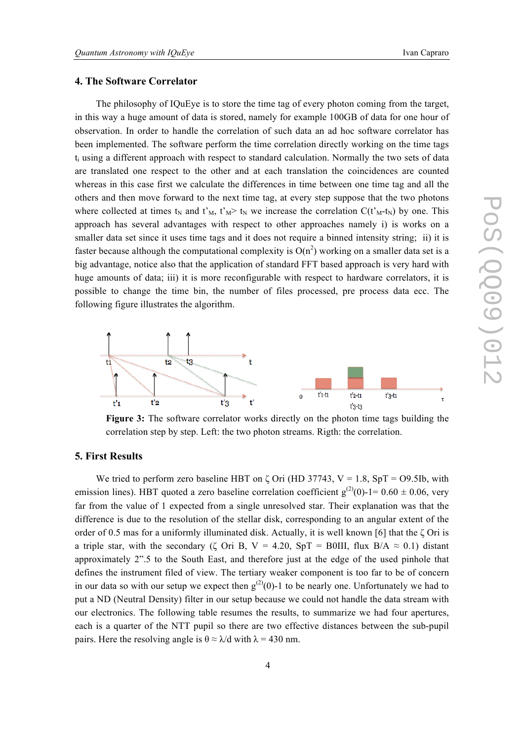## 4. The Software Correlator

The philosophy of IQuEye is to store the time tag of every photon coming from the target, in this way a huge amount of data is stored, namely for example 100GB of data for one hour of observation. In order to handle the correlation of such data an ad hoc software correlator has been implemented. The software perform the time correlation directly working on the time tags $t_i$ using a different approach with respect to standard calculation. Normally the two sets of data are translated one respect to the other and at each translation the coincidences are counted whereas in this case first we calculate the differences in time between one time tag and all the others and then move forward to the next time tag, at every step suppose that the two photons where collected at times $t_N$ and $t'_M$, $t'_M > t_N$ we increase the correlation $C(t'_M - t_N)$ by one. This approach has several advantages with respect to other approaches namely i) is works on a smaller data set since it uses time tags and it does not require a binned intensity string; ii) it is faster because although the computational complexity is $O(n^2)$ working on a smaller data set is a big advantage, notice also that the application of standard FFT based approach is very hard with huge amounts of data; iii) it is more reconfigurable with respect to hardware correlators, it is possible to change the time bin, the number of files processed, pre process data ecc. The following figure illustrates the algorithm.

**Figure 3:** The software correlator works directly on the photon time tags building the correlation step by step. Left: the two photon streams. Rigth: the correlation.

## 5. First Results

We tried to perform zero baseline HBT on ζ Ori (HD 37743, V = 1.8, SpT = O9.5Ib, with emission lines). HBT quoted a zero baseline correlation coefficient $g^{(2)}(0)-1= 0.60 \pm 0.06$, very far from the value of 1 expected from a single unresolved star. Their explanation was that the difference is due to the resolution of the stellar disk, corresponding to an angular extent of the order of 0.5 mas for a uniformly illuminated disk. Actually, it is well known [6] that the ζ Ori is a triple star, with the secondary (ζ Ori B, V = 4.20, SpT = B0III, flux B/A ≈ 0.1) distant approximately 2".5 to the South East, and therefore just at the edge of the used pinhole that defines the instrument filed of view. The tertiary weaker component is too far to be of concern in our data so with our setup we expect then $g^{(2)}(0)-1$ to be nearly one. Unfortunately we had to put a ND (Neutral Density) filter in our setup because we could not handle the data stream with our electronics. The following table resumes the results, to summarize we had four apertures, each is a quarter of the NTT pupil so there are two effective distances between the sub-pupil pairs. Here the resolving angle is $\theta \approx \lambda/d$ with $\lambda = 430$ nm.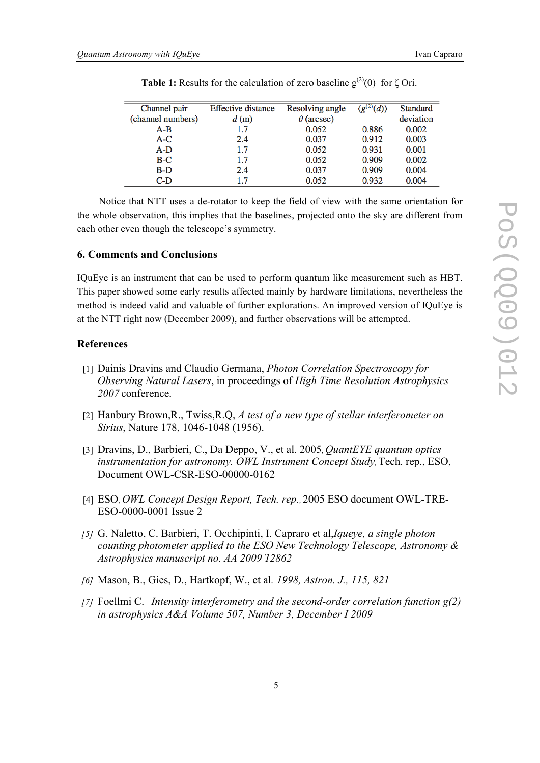**Table 1:** Results for the calculation of zero baseline $g^{(2)}(0)$ for ζ Ori.

| Channel pair (channel numbers) | Effective distance $d$ (m) | Resolving angle $\theta$ (arcsec) | $\langle g^{(2)}(d)\rangle$ | Standard deviation |
|---|---|---|---|---|
| A-B | 1.7 | 0.052 | 0.886 | 0.002 |
| A-C | 2.4 | 0.037 | 0.912 | 0.003 |
| A-D | 1.7 | 0.052 | 0.931 | 0.001 |
| B-C | 1.7 | 0.052 | 0.909 | 0.002 |
| B-D | 2.4 | 0.037 | 0.909 | 0.004 |
| C-D | 1.7 | 0.052 | 0.932 | 0.004 |

Notice that NTT uses a de-rotator to keep the field of view with the same orientation for the whole observation, this implies that the baselines, projected onto the sky are different from each other even though the telescope's symmetry.

## 6. Comments and Conclusions

IQuEye is an instrument that can be used to perform quantum like measurement such as HBT. This paper showed some early results affected mainly by hardware limitations, nevertheless the method is indeed valid and valuable of further explorations. An improved version of IQuEye is at the NTT right now (December 2009), and further observations will be attempted.

## References

[1] Dainis Dravins and Claudio Germana, *Photon Correlation Spectroscopy for Observing Natural Lasers*, in proceedings of *High Time Resolution Astrophysics 2007* conference.

[2] Hanbury Brown,R., Twiss,R.Q, *A test of a new type of stellar interferometer on Sirius*, Nature 178, 1046-1048 (1956).

[3] Dravins, D., Barbieri, C., Da Deppo, V., et al. 2005, *QuantEYE quantum optics instrumentation for astronomy. OWL Instrument Concept Study*, Tech. rep., ESO, Document OWL-CSR-ESO-00000-0162

[4] ESO, *OWL Concept Design Report, Tech. rep.*, 2005 ESO document OWL-TRE-ESO-0000-0001 Issue 2

[5] G. Naletto, C. Barbieri, T. Occhipinti, I. Capraro et al,*Iqueye, a single photon counting photometer applied to the ESO New Technology Telescope, Astronomy & Astrophysics manuscript no. AA 2009 12862*

[6] Mason, B., Gies, D., Hartkopf, W., et al. *1998, Astron. J., 115, 821*

[7] Foellmi C. *Intensity interferometry and the second-order correlation function g(2) in astrophysics A&A Volume 507, Number 3, December I 2009*